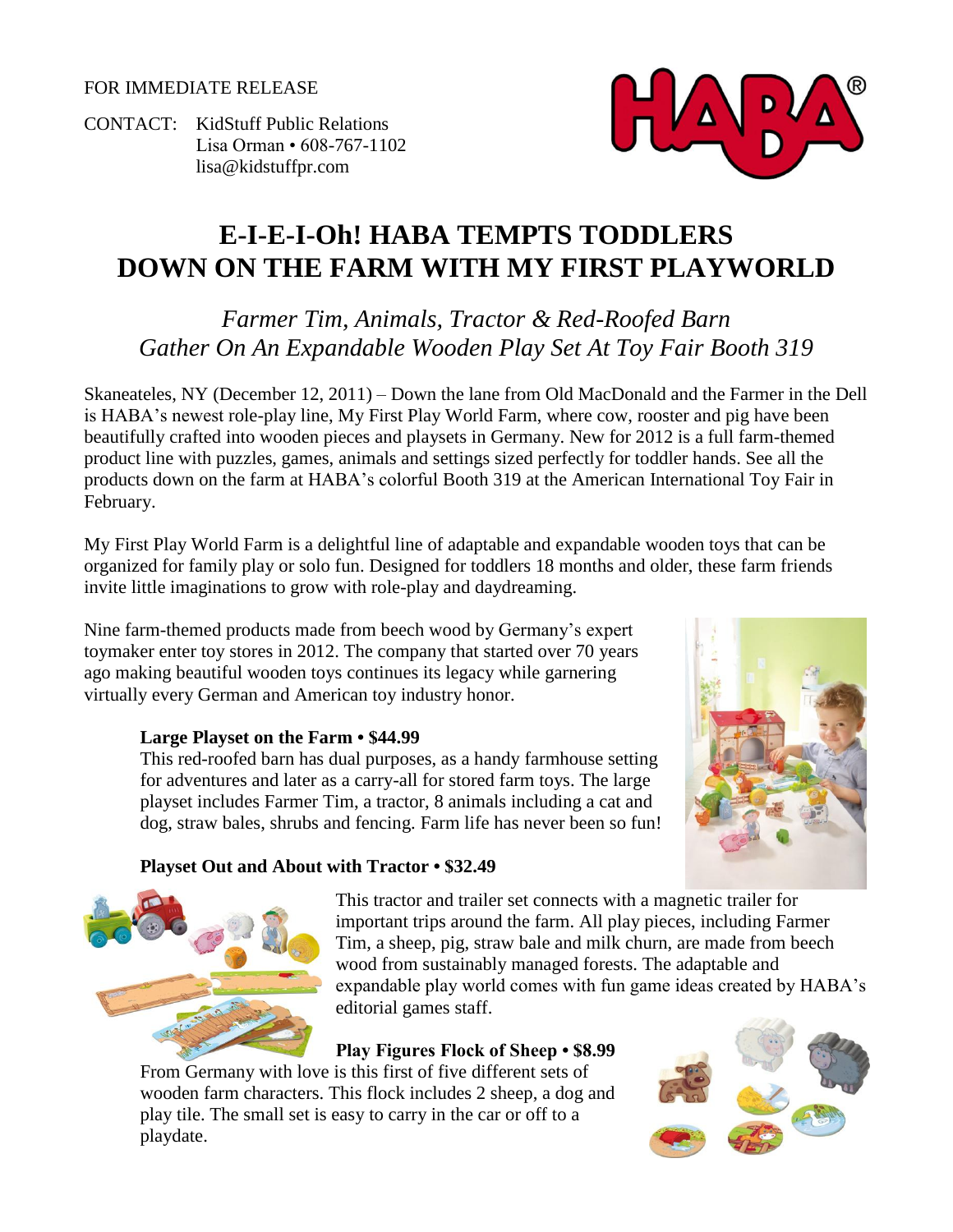FOR IMMEDIATE RELEASE

CONTACT: KidStuff Public Relations
Lisa Orman • 608-767-1102
lisa@kidstuffpr.com

# E-I-E-I-Oh! HABA TEMPTS TODDLERS DOWN ON THE FARM WITH MY FIRST PLAYWORLD

## *Farmer Tim, Animals, Tractor & Red-Roofed Barn Gather On An Expandable Wooden Play Set At Toy Fair Booth 319*

Skaneateles, NY (December 12, 2011) – Down the lane from Old MacDonald and the Farmer in the Dell is HABA's newest role-play line, My First Play World Farm, where cow, rooster and pig have been beautifully crafted into wooden pieces and playsets in Germany. New for 2012 is a full farm-themed product line with puzzles, games, animals and settings sized perfectly for toddler hands. See all the products down on the farm at HABA's colorful Booth 319 at the American International Toy Fair in February.

My First Play World Farm is a delightful line of adaptable and expandable wooden toys that can be organized for family play or solo fun. Designed for toddlers 18 months and older, these farm friends invite little imaginations to grow with role-play and daydreaming.

Nine farm-themed products made from beech wood by Germany's expert toymaker enter toy stores in 2012. The company that started over 70 years ago making beautiful wooden toys continues its legacy while garnering virtually every German and American toy industry honor.

**Large Playset on the Farm • $44.99**
This red-roofed barn has dual purposes, as a handy farmhouse setting for adventures and later as a carry-all for stored farm toys. The large playset includes Farmer Tim, a tractor, 8 animals including a cat and dog, straw bales, shrubs and fencing. Farm life has never been so fun!

**Playset Out and About with Tractor • $32.49**
This tractor and trailer set connects with a magnetic trailer for important trips around the farm. All play pieces, including Farmer Tim, a sheep, pig, straw bale and milk churn, are made from beech wood from sustainably managed forests. The adaptable and expandable play world comes with fun game ideas created by HABA's editorial games staff.

**Play Figures Flock of Sheep • $8.99**
From Germany with love is this first of five different sets of wooden farm characters. This flock includes 2 sheep, a dog and play tile. The small set is easy to carry in the car or off to a playdate.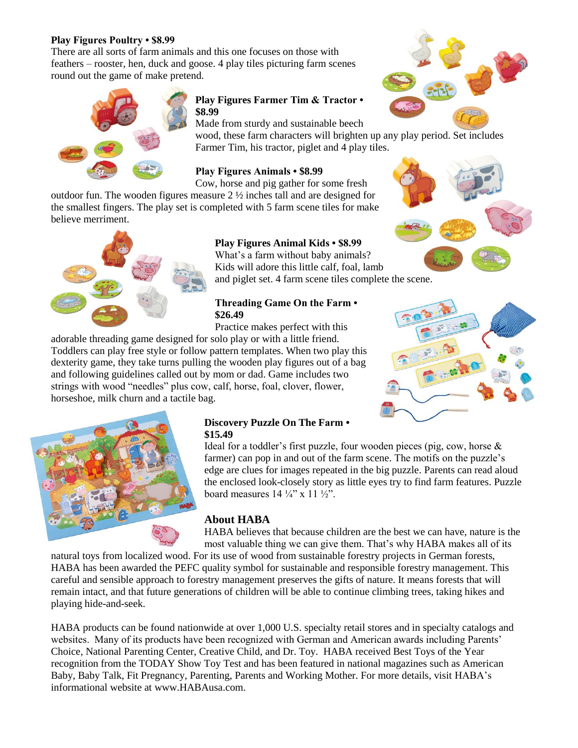**Play Figures Poultry • $8.99**
There are all sorts of farm animals and this one focuses on those with feathers – rooster, hen, duck and goose. 4 play tiles picturing farm scenes round out the game of make pretend.

**Play Figures Farmer Tim & Tractor • $8.99**
Made from sturdy and sustainable beech wood, these farm characters will brighten up any play period. Set includes Farmer Tim, his tractor, piglet and 4 play tiles.

**Play Figures Animals • $8.99**
Cow, horse and pig gather for some fresh outdoor fun. The wooden figures measure 2 ½ inches tall and are designed for the smallest fingers. The play set is completed with 5 farm scene tiles for make believe merriment.

**Play Figures Animal Kids • $8.99**
What's a farm without baby animals? Kids will adore this little calf, foal, lamb and piglet set. 4 farm scene tiles complete the scene.

**Threading Game On the Farm • $26.49**
Practice makes perfect with this adorable threading game designed for solo play or with a little friend. Toddlers can play free style or follow pattern templates. When two play this dexterity game, they take turns pulling the wooden play figures out of a bag and following guidelines called out by mom or dad. Game includes two strings with wood "needles" plus cow, calf, horse, foal, clover, flower, horseshoe, milk churn and a tactile bag.

**Discovery Puzzle On The Farm • $15.49**
Ideal for a toddler's first puzzle, four wooden pieces (pig, cow, horse & farmer) can pop in and out of the farm scene. The motifs on the puzzle's edge are clues for images repeated in the big puzzle. Parents can read aloud the enclosed look-closely story as little eyes try to find farm features. Puzzle board measures 14 ¼" x 11 ½".

## About HABA

HABA believes that because children are the best we can have, nature is the most valuable thing we can give them. That's why HABA makes all of its natural toys from localized wood. For its use of wood from sustainable forestry projects in German forests, HABA has been awarded the PEFC quality symbol for sustainable and responsible forestry management. This careful and sensible approach to forestry management preserves the gifts of nature. It means forests that will remain intact, and that future generations of children will be able to continue climbing trees, taking hikes and playing hide-and-seek.

HABA products can be found nationwide at over 1,000 U.S. specialty retail stores and in specialty catalogs and websites. Many of its products have been recognized with German and American awards including Parents' Choice, National Parenting Center, Creative Child, and Dr. Toy. HABA received Best Toys of the Year recognition from the TODAY Show Toy Test and has been featured in national magazines such as American Baby, Baby Talk, Fit Pregnancy, Parenting, Parents and Working Mother. For more details, visit HABA's informational website at www.HABAusa.com.